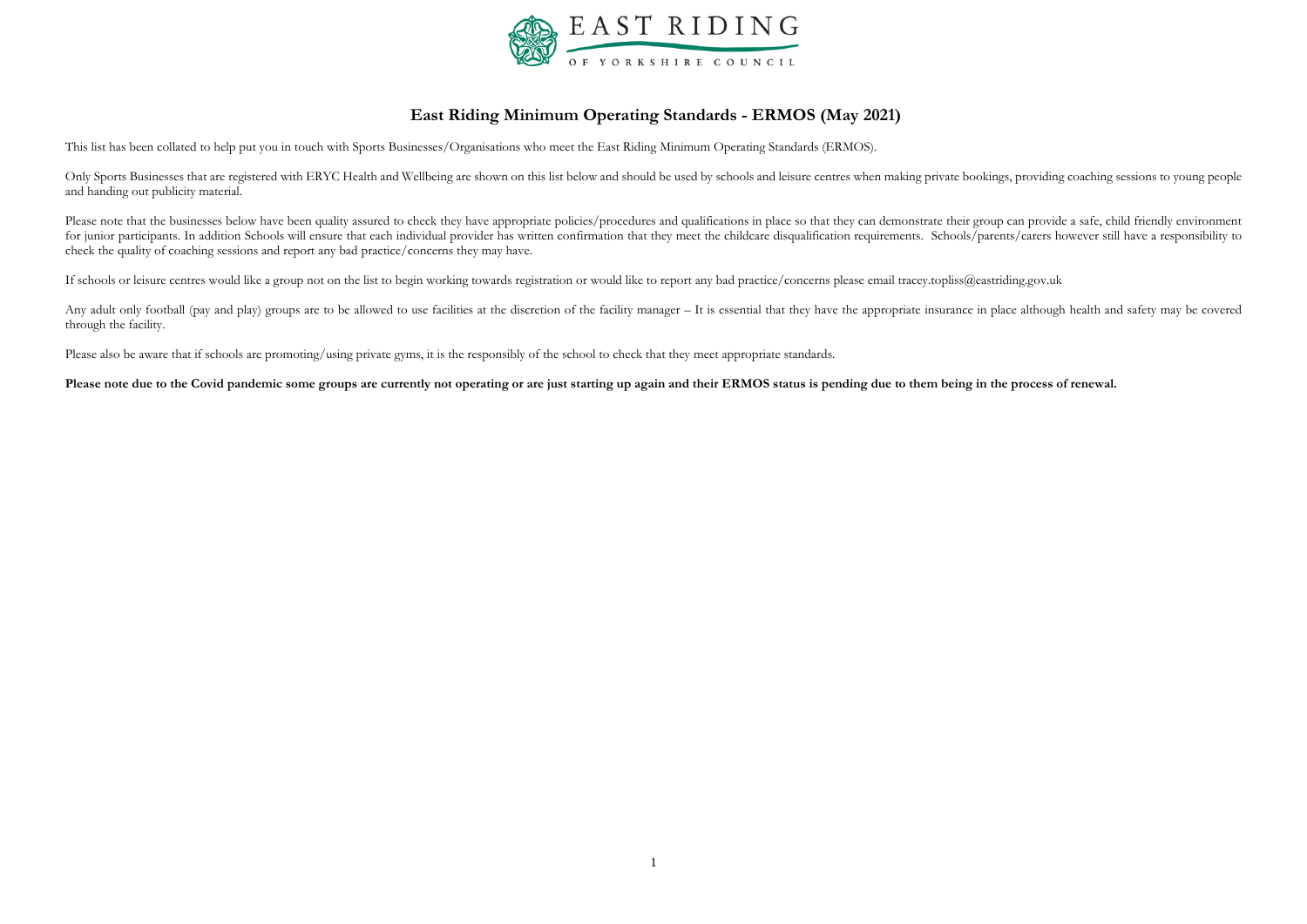# East Riding Minimum Operating Standards - ERMOS (May 2021)

This list has been collated to help put you in touch with Sports Businesses/Organisations who meet the East Riding Minimum Operating Standards (ERMOS).

Only Sports Businesses that are registered with ERYC Health and Wellbeing are shown on this list below and should be used by schools and leisure centres when making private bookings, providing coaching sessions to young people and handing out publicity material.

Please note that the businesses below have been quality assured to check they have appropriate policies/procedures and qualifications in place so that they can demonstrate their group can provide a safe, child friendly environment for junior participants. In addition Schools will ensure that each individual provider has written confirmation that they meet the childcare disqualification requirements. Schools/parents/carers however still have a responsibility to check the quality of coaching sessions and report any bad practice/concerns they may have.

If schools or leisure centres would like a group not on the list to begin working towards registration or would like to report any bad practice/concerns please email tracey.topliss@eastriding.gov.uk

Any adult only football (pay and play) groups are to be allowed to use facilities at the discretion of the facility manager – It is essential that they have the appropriate insurance in place although health and safety may be covered through the facility.

Please also be aware that if schools are promoting/using private gyms, it is the responsibly of the school to check that they meet appropriate standards.

**Please note due to the Covid pandemic some groups are currently not operating or are just starting up again and their ERMOS status is pending due to them being in the process of renewal.**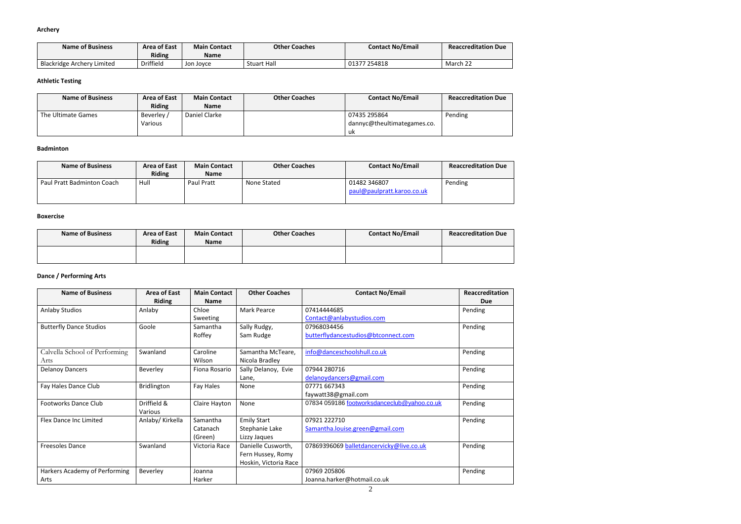**Archery**

| Name of Business | Area of East Riding | Main Contact Name | Other Coaches | Contact No/Email | Reaccreditation Due |
|---|---|---|---|---|---|
| Blackridge Archery Limited | Driffield | Jon Joyce | Stuart Hall | 01377 254818 | March 22 |

**Athletic Testing**

| Name of Business | Area of East Riding | Main Contact Name | Other Coaches | Contact No/Email | Reaccreditation Due |
|---|---|---|---|---|---|
| The Ultimate Games | Beverley / Various | Daniel Clarke | | 07435 295864 dannyc@theultimategames.co.uk | Pending |

**Badminton**

| Name of Business | Area of East Riding | Main Contact Name | Other Coaches | Contact No/Email | Reaccreditation Due |
|---|---|---|---|---|---|
| Paul Pratt Badminton Coach | Hull | Paul Pratt | None Stated | 01482 346807 paul@paulpratt.karoo.co.uk | Pending |

**Boxercise**

| Name of Business | Area of East Riding | Main Contact Name | Other Coaches | Contact No/Email | Reaccreditation Due |
|---|---|---|---|---|---|
| | | | | | |

**Dance / Performing Arts**

| Name of Business | Area of East Riding | Main Contact Name | Other Coaches | Contact No/Email | Reaccreditation Due |
|---|---|---|---|---|---|
| Anlaby Studios | Anlaby | Chloe Sweeting | Mark Pearce | 07414444685 Contact@anlabystudios.com | Pending |
| Butterfly Dance Studios | Goole | Samantha Roffey | Sally Rudgy, Sam Rudge | 07968034456 butterflydancestudios@btconnect.com | Pending |
| Calvella School of Performing Arts | Swanland | Caroline Wilson | Samantha McTeare, Nicola Bradley | info@danceschoolshull.co.uk | Pending |
| Delanoy Dancers | Beverley | Fiona Rosario | Sally Delanoy, Evie Lane, | 07944 280716 delanoydancers@gmail.com | Pending |
| Fay Hales Dance Club | Bridlington | Fay Hales | None | 07771 667343 faywatt38@gmail.com | Pending |
| Footworks Dance Club | Driffield & Various | Claire Hayton | None | 07834 059186 footworksdanceclub@yahoo.co.uk | Pending |
| Flex Dance Inc Limited | Anlaby/ Kirkella | Samantha Catanach (Green) | Emily Start Stephanie Lake Lizzy Jaques | 07921 222710 Samantha.louise.green@gmail.com | Pending |
| Freesoles Dance | Swanland | Victoria Race | Danielle Cusworth, Fern Hussey, Romy Hoskin, Victoria Race | 07869396069 balletdancervicky@live.co.uk | Pending |
| Harkers Academy of Performing Arts | Beverley | Joanna Harker | | 07969 205806 Joanna.harker@hotmail.co.uk | Pending |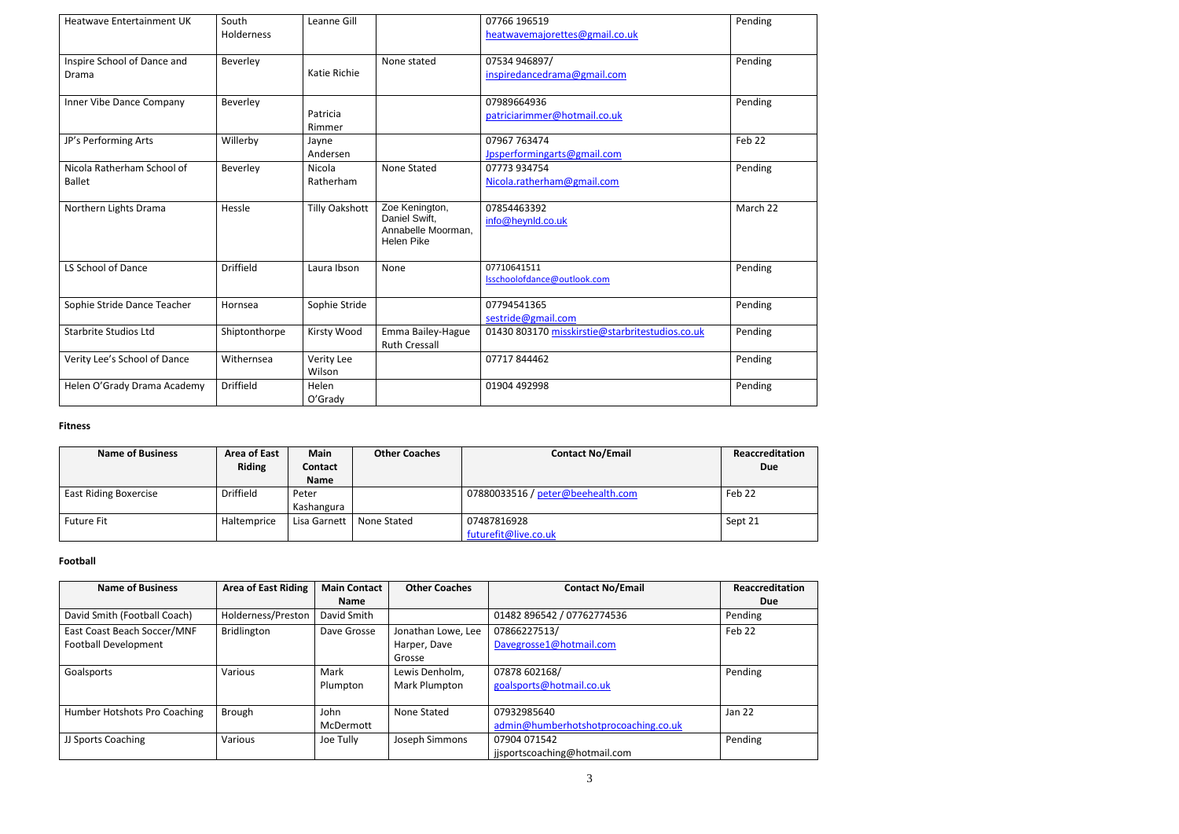| Heatwave Entertainment UK | South Holderness | Leanne Gill | | 07766 196519 heatwavemajorettes@gmail.co.uk | Pending |
|---|---|---|---|---|---|
| Inspire School of Dance and Drama | Beverley | Katie Richie | None stated | 07534 946897/ inspiredancedrama@gmail.com | Pending |
| Inner Vibe Dance Company | Beverley | Patricia Rimmer | | 07989664936 patriciarimmer@hotmail.co.uk | Pending |
| JP's Performing Arts | Willerby | Jayne Andersen | | 07967 763474 Jpsperformingarts@gmail.com | Feb 22 |
| Nicola Ratherham School of Ballet | Beverley | Nicola Ratherham | None Stated | 07773 934754 Nicola.ratherham@gmail.com | Pending |
| Northern Lights Drama | Hessle | Tilly Oakshott | Zoe Kenington, Daniel Swift, Annabelle Moorman, Helen Pike | 07854463392 info@heynld.co.uk | March 22 |
| LS School of Dance | Driffield | Laura Ibson | None | 07710641511 lsschoolofdance@outlook.com | Pending |
| Sophie Stride Dance Teacher | Hornsea | Sophie Stride | | 07794541365 sestride@gmail.com | Pending |
| Starbrite Studios Ltd | Shiptonthorpe | Kirsty Wood | Emma Bailey-Hague Ruth Cressall | 01430 803170 misskirstie@starbritestudios.co.uk | Pending |
| Verity Lee's School of Dance | Withernsea | Verity Lee Wilson | | 07717 844462 | Pending |
| Helen O'Grady Drama Academy | Driffield | Helen O'Grady | | 01904 492998 | Pending |

**Fitness**

| Name of Business | Area of East Riding | Main Contact Name | Other Coaches | Contact No/Email | Reaccreditation Due |
|---|---|---|---|---|---|
| East Riding Boxercise | Driffield | Peter Kashangura | | 07880033516 / peter@beehealth.com | Feb 22 |
| Future Fit | Haltemprice | Lisa Garnett | None Stated | 07487816928 futurefit@live.co.uk | Sept 21 |

**Football**

| Name of Business | Area of East Riding | Main Contact Name | Other Coaches | Contact No/Email | Reaccreditation Due |
|---|---|---|---|---|---|
| David Smith (Football Coach) | Holderness/Preston | David Smith | | 01482 896542 / 07762774536 | Pending |
| East Coast Beach Soccer/MNF Football Development | Bridlington | Dave Grosse | Jonathan Lowe, Lee Harper, Dave Grosse | 07866227513/ Davegrosse1@hotmail.com | Feb 22 |
| Goalsports | Various | Mark Plumpton | Lewis Denholm, Mark Plumpton | 07878 602168/ goalsports@hotmail.co.uk | Pending |
| Humber Hotshots Pro Coaching | Brough | John McDermott | None Stated | 07932985640 admin@humberhotshotprocoaching.co.uk | Jan 22 |
| JJ Sports Coaching | Various | Joe Tully | Joseph Simmons | 07904 071542 jjsportscoaching@hotmail.com | Pending |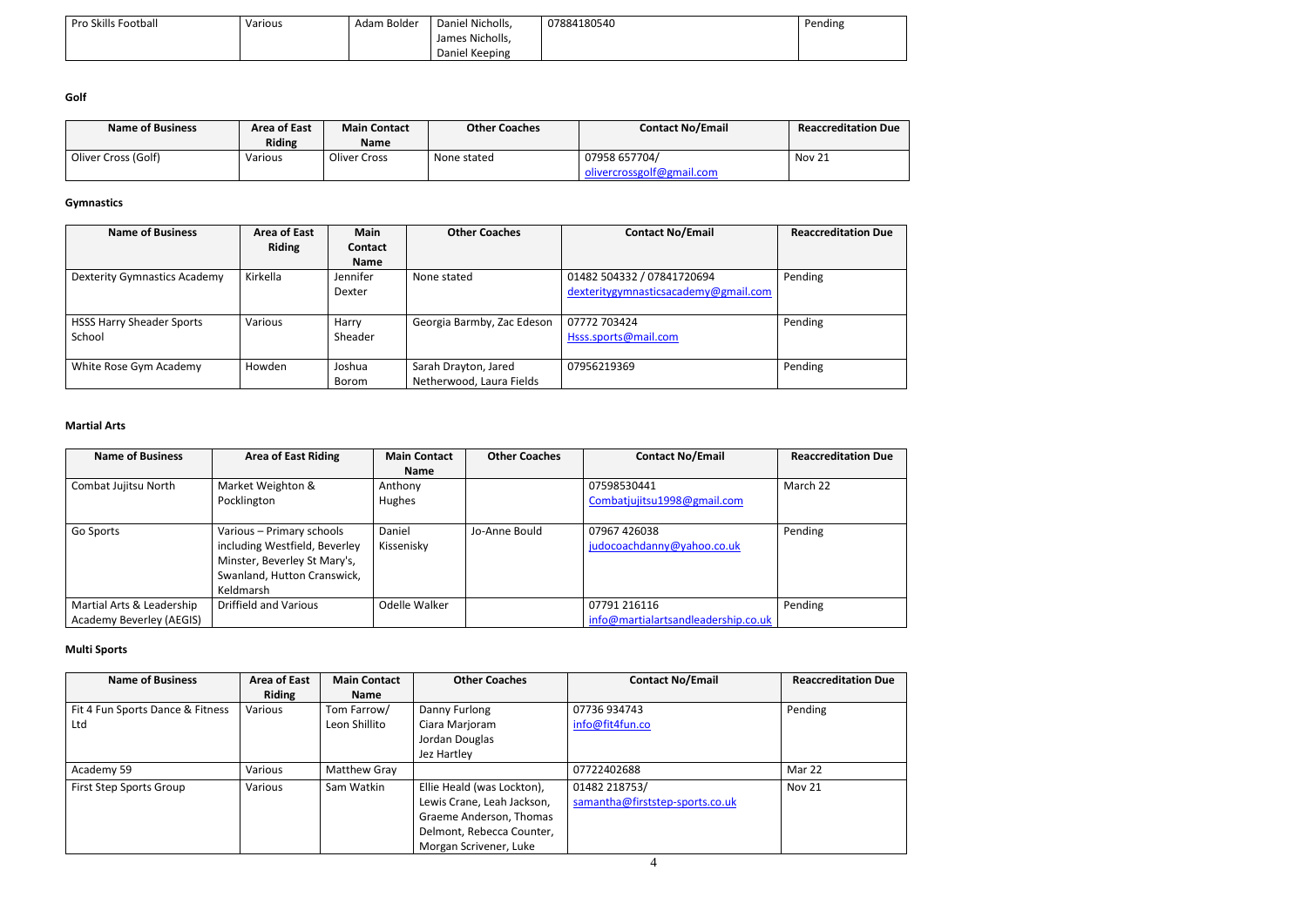| Pro Skills Football | Various | Adam Bolder | Daniel Nicholls, James Nicholls, Daniel Keeping | 07884180540 | Pending |
|---|---|---|---|---|---|

**Golf**

| Name of Business | Area of East Riding | Main Contact Name | Other Coaches | Contact No/Email | Reaccreditation Due |
|---|---|---|---|---|---|
| Oliver Cross (Golf) | Various | Oliver Cross | None stated | 07958 657704/ olivercrossgolf@gmail.com | Nov 21 |

**Gymnastics**

| Name of Business | Area of East Riding | Main Contact Name | Other Coaches | Contact No/Email | Reaccreditation Due |
|---|---|---|---|---|---|
| Dexterity Gymnastics Academy | Kirkella | Jennifer Dexter | None stated | 01482 504332 / 07841720694 dexteritygymnasticsacademy@gmail.com | Pending |
| HSSS Harry Sheader Sports School | Various | Harry Sheader | Georgia Barmby, Zac Edeson | 07772 703424 Hsss.sports@mail.com | Pending |
| White Rose Gym Academy | Howden | Joshua Borom | Sarah Drayton, Jared Netherwood, Laura Fields | 07956219369 | Pending |

**Martial Arts**

| Name of Business | Area of East Riding | Main Contact Name | Other Coaches | Contact No/Email | Reaccreditation Due |
|---|---|---|---|---|---|
| Combat Jujitsu North | Market Weighton & Pocklington | Anthony Hughes | | 07598530441 Combatjujitsu1998@gmail.com | March 22 |
| Go Sports | Various – Primary schools including Westfield, Beverley Minster, Beverley St Mary's, Swanland, Hutton Cranswick, Keldmarsh | Daniel Kissenisky | Jo-Anne Bould | 07967 426038 judocoachdanny@yahoo.co.uk | Pending |
| Martial Arts & Leadership Academy Beverley (AEGIS) | Driffield and Various | Odelle Walker | | 07791 216116 info@martialartsandleadership.co.uk | Pending |

**Multi Sports**

| Name of Business | Area of East Riding | Main Contact Name | Other Coaches | Contact No/Email | Reaccreditation Due |
|---|---|---|---|---|---|
| Fit 4 Fun Sports Dance & Fitness Ltd | Various | Tom Farrow/ Leon Shillito | Danny Furlong Ciara Marjoram Jordan Douglas Jez Hartley | 07736 934743 info@fit4fun.co | Pending |
| Academy 59 | Various | Matthew Gray | | 07722402688 | Mar 22 |
| First Step Sports Group | Various | Sam Watkin | Ellie Heald (was Lockton), Lewis Crane, Leah Jackson, Graeme Anderson, Thomas Delmont, Rebecca Counter, Morgan Scrivener, Luke | 01482 218753/ samantha@firststep-sports.co.uk | Nov 21 |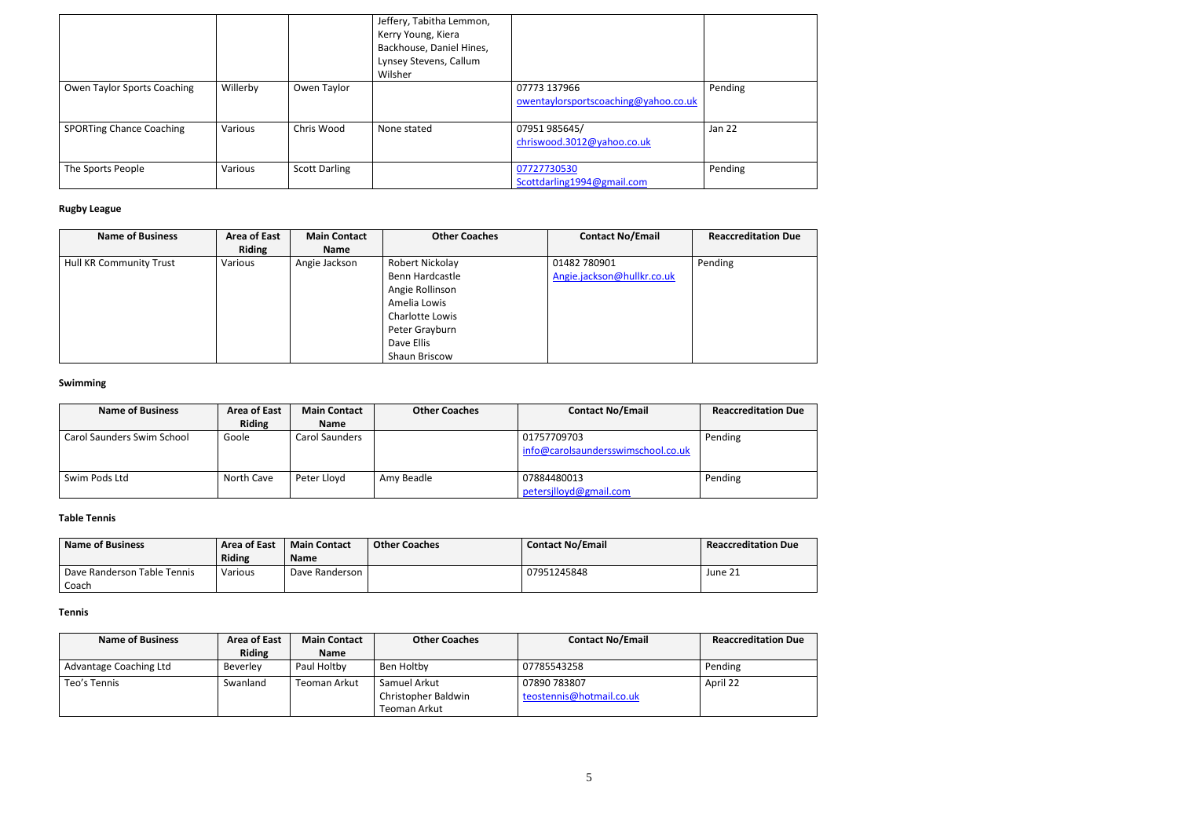|  |  |  | Jeffery, Tabitha Lemmon, Kerry Young, Kiera Backhouse, Daniel Hines, Lynsey Stevens, Callum Wilsher |  |  |
|---|---|---|---|---|---|
| Owen Taylor Sports Coaching | Willerby | Owen Taylor |  | 07773 137966 owentaylorsportscoaching@yahoo.co.uk | Pending |
| SPORTing Chance Coaching | Various | Chris Wood | None stated | 07951 985645/ chriswood.3012@yahoo.co.uk | Jan 22 |
| The Sports People | Various | Scott Darling |  | 07727730530 Scottdarling1994@gmail.com | Pending |

**Rugby League**

| Name of Business | Area of East Riding | Main Contact Name | Other Coaches | Contact No/Email | Reaccreditation Due |
|---|---|---|---|---|---|
| Hull KR Community Trust | Various | Angie Jackson | Robert Nickolay<br>Benn Hardcastle<br>Angie Rollinson<br>Amelia Lowis<br>Charlotte Lowis<br>Peter Grayburn<br>Dave Ellis<br>Shaun Briscow | 01482 780901 Angie.jackson@hullkr.co.uk | Pending |

**Swimming**

| Name of Business | Area of East Riding | Main Contact Name | Other Coaches | Contact No/Email | Reaccreditation Due |
|---|---|---|---|---|---|
| Carol Saunders Swim School | Goole | Carol Saunders |  | 01757709703 info@carolsaundersswimschool.co.uk | Pending |
| Swim Pods Ltd | North Cave | Peter Lloyd | Amy Beadle | 07884480013 petersjlloyd@gmail.com | Pending |

**Table Tennis**

| Name of Business | Area of East Riding | Main Contact Name | Other Coaches | Contact No/Email | Reaccreditation Due |
|---|---|---|---|---|---|
| Dave Randerson Table Tennis Coach | Various | Dave Randerson |  | 07951245848 | June 21 |

**Tennis**

| Name of Business | Area of East Riding | Main Contact Name | Other Coaches | Contact No/Email | Reaccreditation Due |
|---|---|---|---|---|---|
| Advantage Coaching Ltd | Beverley | Paul Holtby | Ben Holtby | 07785543258 | Pending |
| Teo's Tennis | Swanland | Teoman Arkut | Samuel Arkut<br>Christopher Baldwin<br>Teoman Arkut | 07890 783807 teostennis@hotmail.co.uk | April 22 |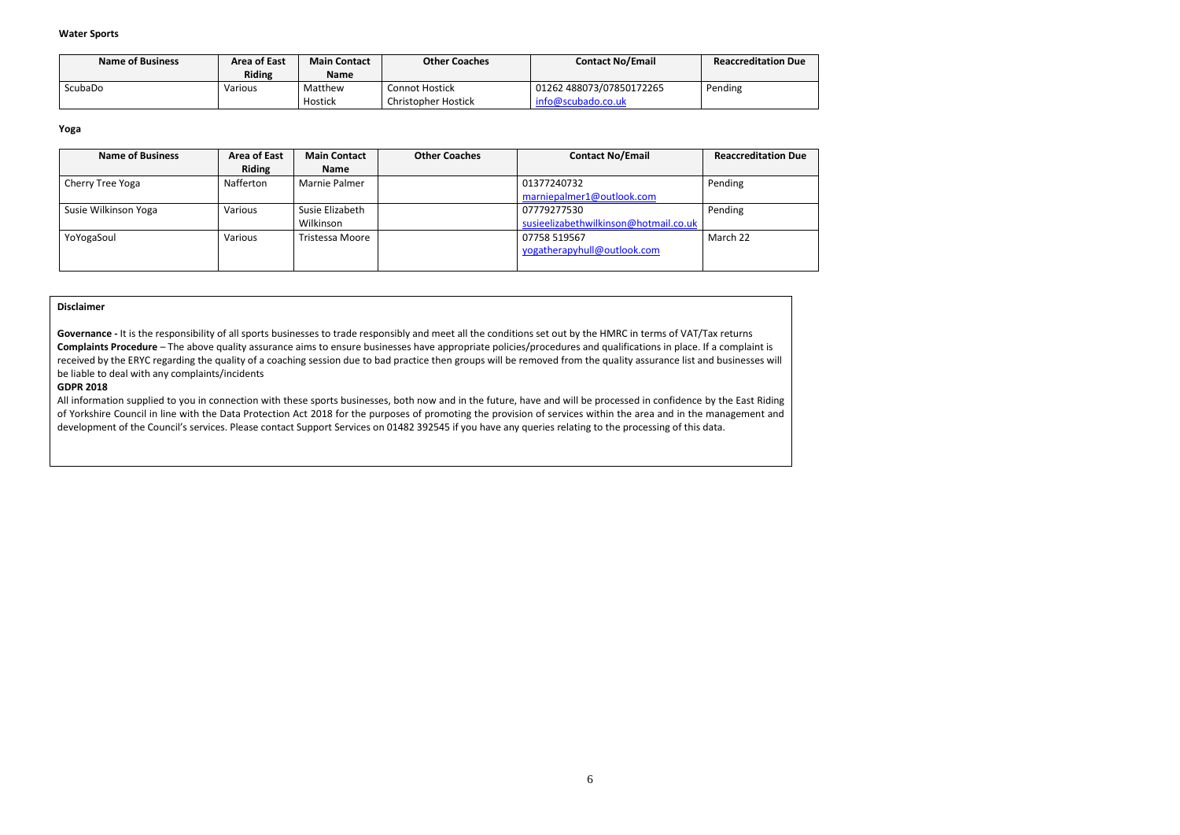**Water Sports**

| Name of Business | Area of East Riding | Main Contact Name | Other Coaches | Contact No/Email | Reaccreditation Due |
|---|---|---|---|---|---|
| ScubaDo | Various | Matthew Hostick | Connot Hostick Christopher Hostick | 01262 488073/07850172265 info@scubado.co.uk | Pending |

**Yoga**

| Name of Business | Area of East Riding | Main Contact Name | Other Coaches | Contact No/Email | Reaccreditation Due |
|---|---|---|---|---|---|
| Cherry Tree Yoga | Nafferton | Marnie Palmer | | 01377240732 marniepalmer1@outlook.com | Pending |
| Susie Wilkinson Yoga | Various | Susie Elizabeth Wilkinson | | 07779277530 susieelizabethwilkinson@hotmail.co.uk | Pending |
| YoYogaSoul | Various | Tristessa Moore | | 07758 519567 yogatherapyhull@outlook.com | March 22 |

**Disclaimer**

**Governance -** It is the responsibility of all sports businesses to trade responsibly and meet all the conditions set out by the HMRC in terms of VAT/Tax returns
**Complaints Procedure** – The above quality assurance aims to ensure businesses have appropriate policies/procedures and qualifications in place. If a complaint is received by the ERYC regarding the quality of a coaching session due to bad practice then groups will be removed from the quality assurance list and businesses will be liable to deal with any complaints/incidents

**GDPR 2018**

All information supplied to you in connection with these sports businesses, both now and in the future, have and will be processed in confidence by the East Riding of Yorkshire Council in line with the Data Protection Act 2018 for the purposes of promoting the provision of services within the area and in the management and development of the Council's services. Please contact Support Services on 01482 392545 if you have any queries relating to the processing of this data.